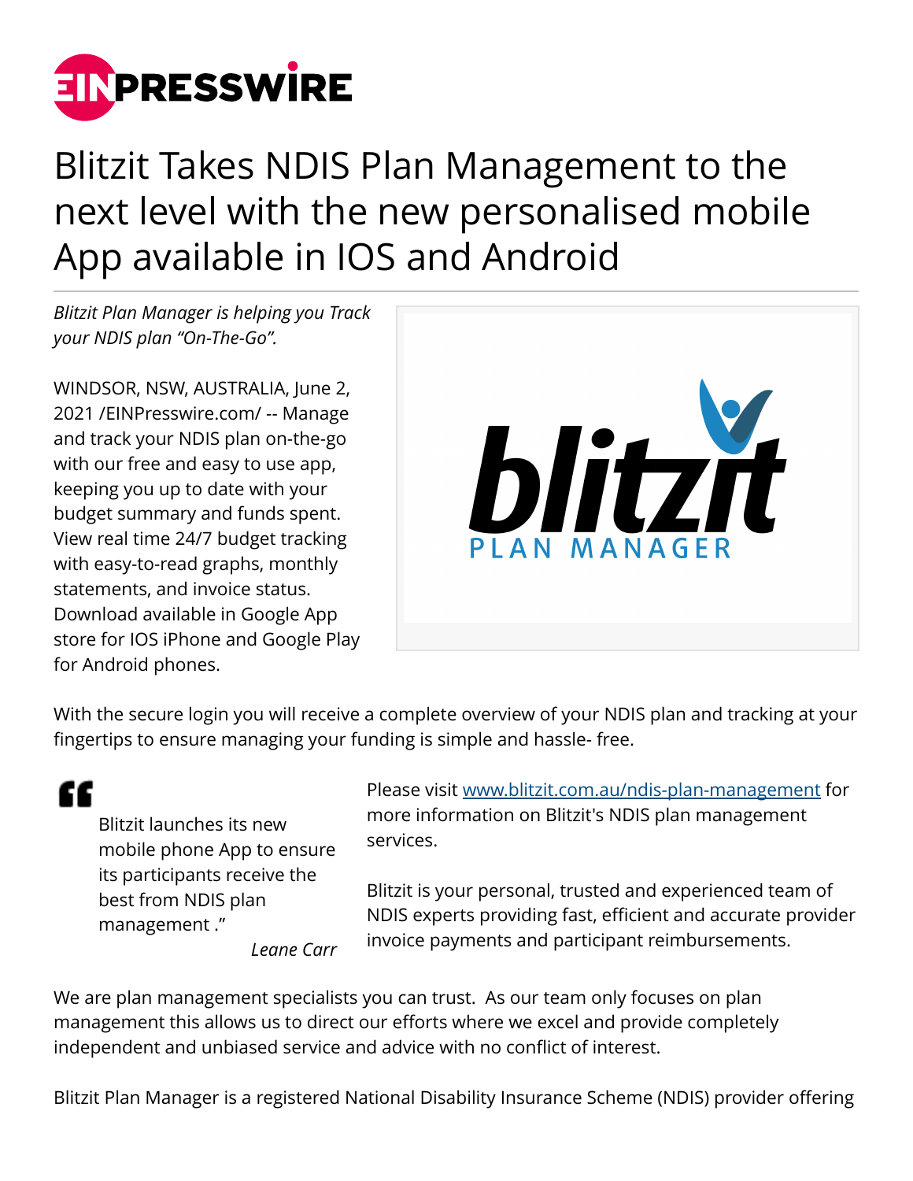# Blitzit Takes NDIS Plan Management to the next level with the new personalised mobile App available in IOS and Android

*Blitzit Plan Manager is helping you Track your NDIS plan "On-The-Go".*

WINDSOR, NSW, AUSTRALIA, June 2, 2021 /EINPresswire.com/ -- Manage and track your NDIS plan on-the-go with our free and easy to use app, keeping you up to date with your budget summary and funds spent. View real time 24/7 budget tracking with easy-to-read graphs, monthly statements, and invoice status. Download available in Google App store for IOS iPhone and Google Play for Android phones.

With the secure login you will receive a complete overview of your NDIS plan and tracking at your fingertips to ensure managing your funding is simple and hassle- free.

> Blitzit launches its new mobile phone App to ensure its participants receive the best from NDIS plan management ."
>
> *Leane Carr*

Please visit [www.blitzit.com.au/ndis-plan-management](http://www.blitzit.com.au/ndis-plan-management) for more information on Blitzit's NDIS plan management services.

Blitzit is your personal, trusted and experienced team of NDIS experts providing fast, efficient and accurate provider invoice payments and participant reimbursements.

We are plan management specialists you can trust. As our team only focuses on plan management this allows us to direct our efforts where we excel and provide completely independent and unbiased service and advice with no conflict of interest.

Blitzit Plan Manager is a registered National Disability Insurance Scheme (NDIS) provider offering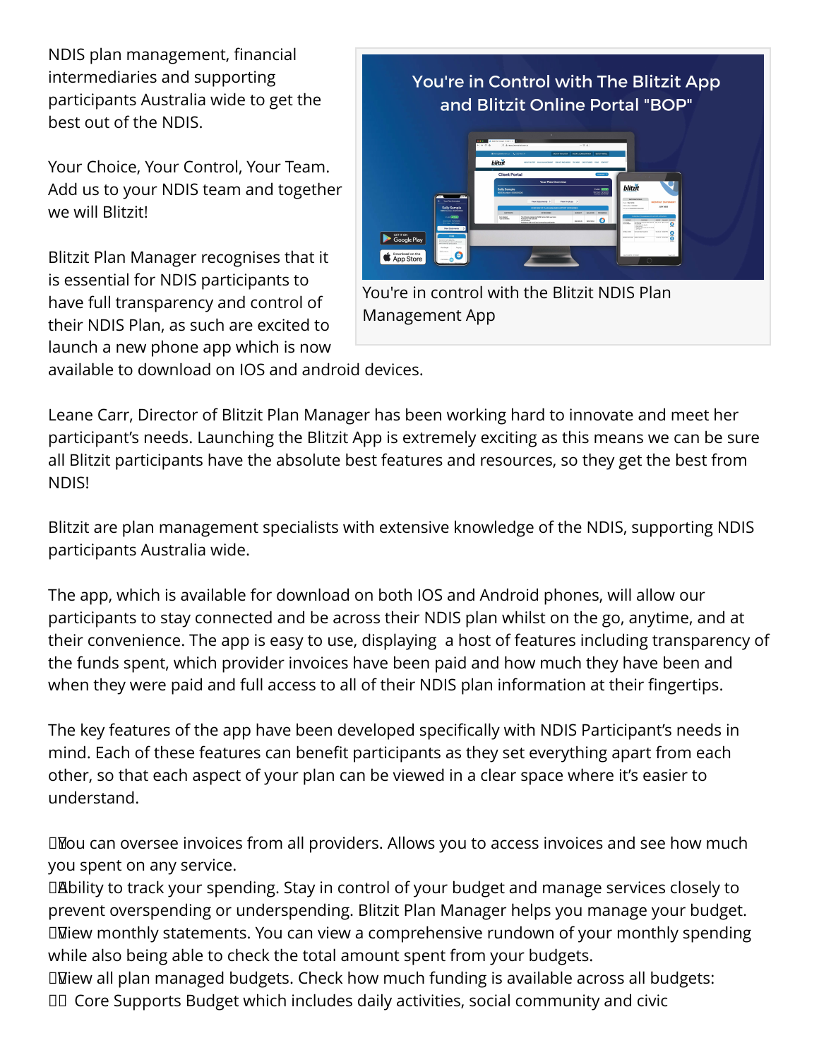NDIS plan management, financial intermediaries and supporting participants Australia wide to get the best out of the NDIS.

Your Choice, Your Control, Your Team. Add us to your NDIS team and together we will Blitzit!

Blitzit Plan Manager recognises that it is essential for NDIS participants to have full transparency and control of their NDIS Plan, as such are excited to launch a new phone app which is now available to download on IOS and android devices.

You're in control with the Blitzit NDIS Plan Management App

Leane Carr, Director of Blitzit Plan Manager has been working hard to innovate and meet her participant's needs. Launching the Blitzit App is extremely exciting as this means we can be sure all Blitzit participants have the absolute best features and resources, so they get the best from NDIS!

Blitzit are plan management specialists with extensive knowledge of the NDIS, supporting NDIS participants Australia wide.

The app, which is available for download on both IOS and Android phones, will allow our participants to stay connected and be across their NDIS plan whilst on the go, anytime, and at their convenience. The app is easy to use, displaying a host of features including transparency of the funds spent, which provider invoices have been paid and how much they have been and when they were paid and full access to all of their NDIS plan information at their fingertips.

The key features of the app have been developed specifically with NDIS Participant's needs in mind. Each of these features can benefit participants as they set everything apart from each other, so that each aspect of your plan can be viewed in a clear space where it's easier to understand.

You can oversee invoices from all providers. Allows you to access invoices and see how much you spent on any service.
Ability to track your spending. Stay in control of your budget and manage services closely to prevent overspending or underspending. Blitzit Plan Manager helps you manage your budget.
View monthly statements. You can view a comprehensive rundown of your monthly spending while also being able to check the total amount spent from your budgets.
View all plan managed budgets. Check how much funding is available across all budgets:
Core Supports Budget which includes daily activities, social community and civic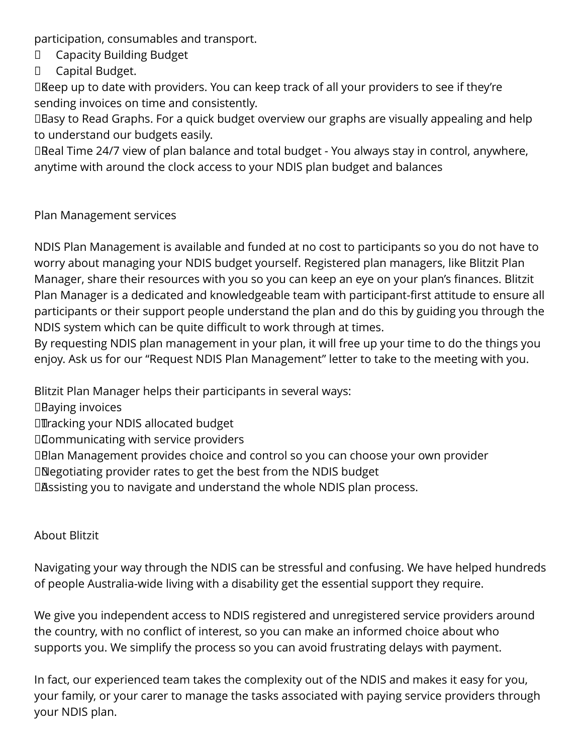participation, consumables and transport.

- Capacity Building Budget
- Capital Budget.

- Keep up to date with providers. You can keep track of all your providers to see if they're sending invoices on time and consistently.
- Easy to Read Graphs. For a quick budget overview our graphs are visually appealing and help to understand our budgets easily.
- Real Time 24/7 view of plan balance and total budget - You always stay in control, anywhere, anytime with around the clock access to your NDIS plan budget and balances

## Plan Management services

NDIS Plan Management is available and funded at no cost to participants so you do not have to worry about managing your NDIS budget yourself. Registered plan managers, like Blitzit Plan Manager, share their resources with you so you can keep an eye on your plan's finances. Blitzit Plan Manager is a dedicated and knowledgeable team with participant-first attitude to ensure all participants or their support people understand the plan and do this by guiding you through the NDIS system which can be quite difficult to work through at times.
By requesting NDIS plan management in your plan, it will free up your time to do the things you enjoy. Ask us for our "Request NDIS Plan Management" letter to take to the meeting with you.

Blitzit Plan Manager helps their participants in several ways:

- Paying invoices
- Tracking your NDIS allocated budget
- Communicating with service providers
- Plan Management provides choice and control so you can choose your own provider
- Negotiating provider rates to get the best from the NDIS budget
- Assisting you to navigate and understand the whole NDIS plan process.

## About Blitzit

Navigating your way through the NDIS can be stressful and confusing. We have helped hundreds of people Australia-wide living with a disability get the essential support they require.

We give you independent access to NDIS registered and unregistered service providers around the country, with no conflict of interest, so you can make an informed choice about who supports you. We simplify the process so you can avoid frustrating delays with payment.

In fact, our experienced team takes the complexity out of the NDIS and makes it easy for you, your family, or your carer to manage the tasks associated with paying service providers through your NDIS plan.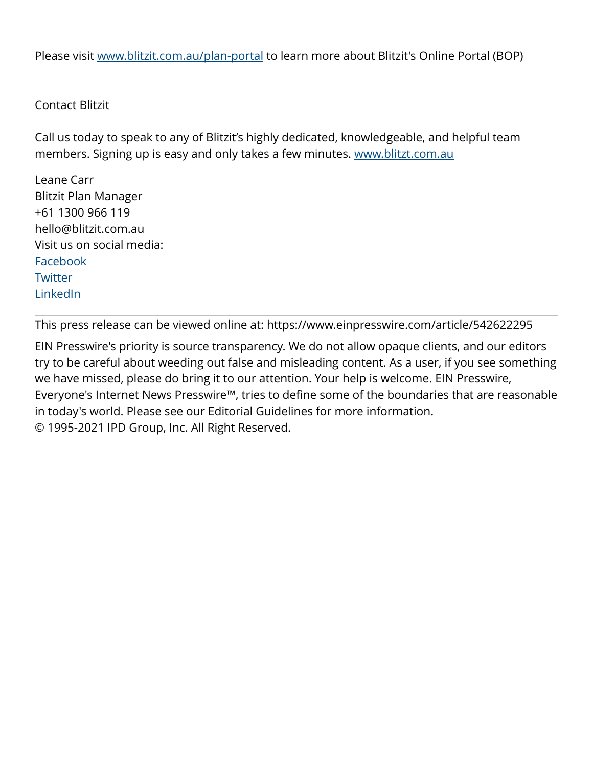Please visit [www.blitzit.com.au/plan-portal](www.blitzit.com.au/plan-portal) to learn more about Blitzit's Online Portal (BOP)

Contact Blitzit

Call us today to speak to any of Blitzit's highly dedicated, knowledgeable, and helpful team members. Signing up is easy and only takes a few minutes. [www.blitzt.com.au](www.blitzt.com.au)

Leane Carr  
Blitzit Plan Manager  
+61 1300 966 119  
hello@blitzit.com.au  
Visit us on social media:  
Facebook  
Twitter  
LinkedIn

---

This press release can be viewed online at: https://www.einpresswire.com/article/542622295

EIN Presswire's priority is source transparency. We do not allow opaque clients, and our editors try to be careful about weeding out false and misleading content. As a user, if you see something we have missed, please do bring it to our attention. Your help is welcome. EIN Presswire, Everyone's Internet News Presswire™, tries to define some of the boundaries that are reasonable in today's world. Please see our Editorial Guidelines for more information.  
© 1995-2021 IPD Group, Inc. All Right Reserved.